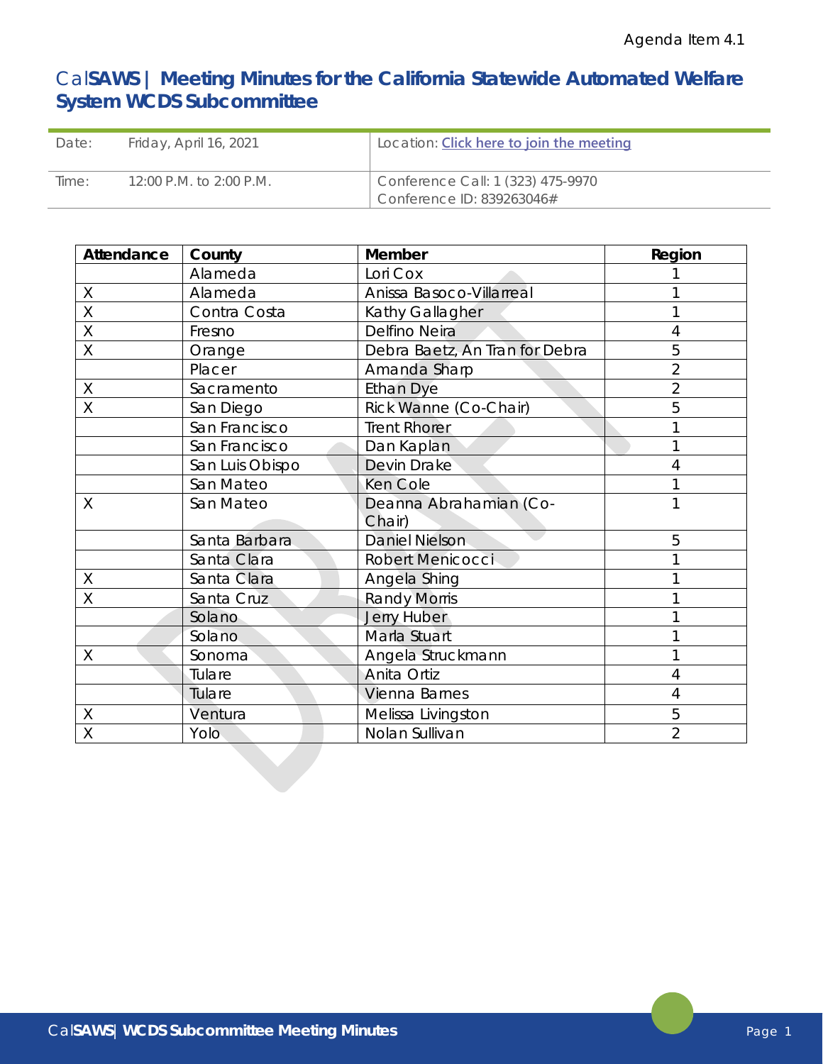Agenda Item 4.1

# CalSAWS | Meeting Minutes for the California Statewide Automated Welfare System WCDS Subcommittee

| Date: | Friday, April 16, 2021 | Location: Click here to join the meeting |
|---|---|---|
| Time: | 12:00 P.M. to 2:00 P.M. | Conference Call: 1 (323) 475-9970<br>Conference ID: 839263046# |

| Attendance | County | Member | Region |
|---|---|---|---|
| | Alameda | Lori Cox | 1 |
| X | Alameda | Anissa Basoco-Villarreal | 1 |
| X | Contra Costa | Kathy Gallagher | 1 |
| X | Fresno | Delfino Neira | 4 |
| X | Orange | Debra Baetz, An Tran for Debra | 5 |
| | Placer | Amanda Sharp | 2 |
| X | Sacramento | Ethan Dye | 2 |
| X | San Diego | Rick Wanne (Co-Chair) | 5 |
| | San Francisco | Trent Rhorer | 1 |
| | San Francisco | Dan Kaplan | 1 |
| | San Luis Obispo | Devin Drake | 4 |
| | San Mateo | Ken Cole | 1 |
| X | San Mateo | Deanna Abrahamian (Co-Chair) | 1 |
| | Santa Barbara | Daniel Nielson | 5 |
| | Santa Clara | Robert Menicocci | 1 |
| X | Santa Clara | Angela Shing | 1 |
| X | Santa Cruz | Randy Morris | 1 |
| | Solano | Jerry Huber | 1 |
| | Solano | Marla Stuart | 1 |
| X | Sonoma | Angela Struckmann | 1 |
| | Tulare | Anita Ortiz | 4 |
| | Tulare | Vienna Barnes | 4 |
| X | Ventura | Melissa Livingston | 5 |
| X | Yolo | Nolan Sullivan | 2 |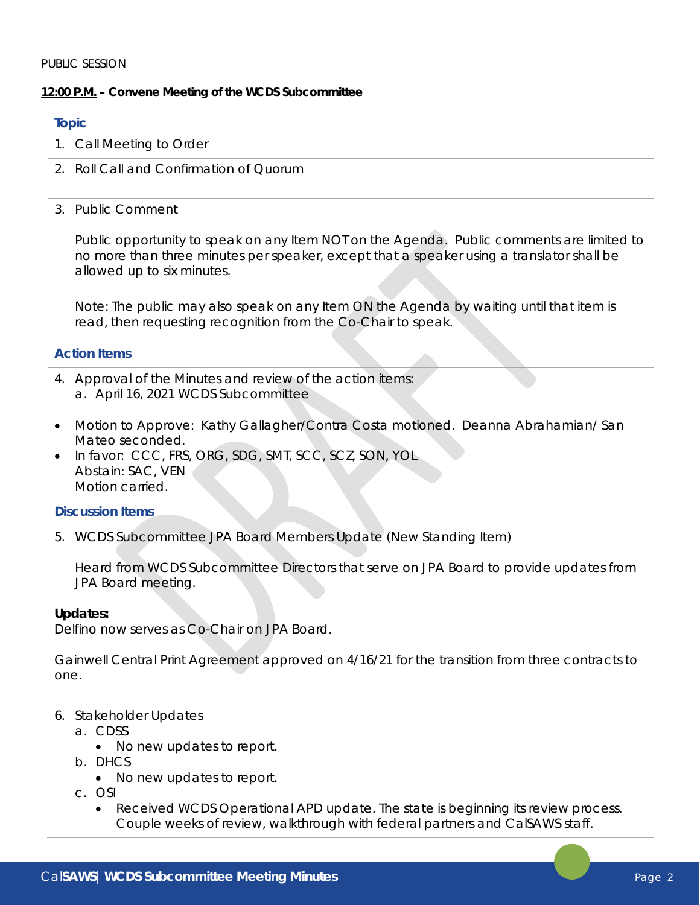PUBLIC SESSION

**12:00 P.M. – Convene Meeting of the WCDS Subcommittee**

**Topic**

1. Call Meeting to Order
2. Roll Call and Confirmation of Quorum
3. Public Comment

   Public opportunity to speak on any Item NOT on the Agenda. Public comments are limited to no more than three minutes per speaker, except that a speaker using a translator shall be allowed up to six minutes.

   Note: The public may also speak on any Item ON the Agenda by waiting until that item is read, then requesting recognition from the Co-Chair to speak.

**Action Items**

4. Approval of the Minutes and review of the action items:
   a. April 16, 2021 WCDS Subcommittee

- Motion to Approve: Kathy Gallagher/Contra Costa motioned. Deanna Abrahamian/ San Mateo seconded.
- In favor: CCC, FRS, ORG, SDG, SMT, SCC, SCZ, SON, YOL
  Abstain: SAC, VEN
  Motion carried.

**Discussion Items**

5. WCDS Subcommittee JPA Board Members Update (New Standing Item)

   Heard from WCDS Subcommittee Directors that serve on JPA Board to provide updates from JPA Board meeting.

**Updates:**
Delfino now serves as Co-Chair on JPA Board.

Gainwell Central Print Agreement approved on 4/16/21 for the transition from three contracts to one.

6. Stakeholder Updates
   a. CDSS
      - No new updates to report.
   b. DHCS
      - No new updates to report.
   c. OSI
      - Received WCDS Operational APD update. The state is beginning its review process. Couple weeks of review, walkthrough with federal partners and CalSAWS staff.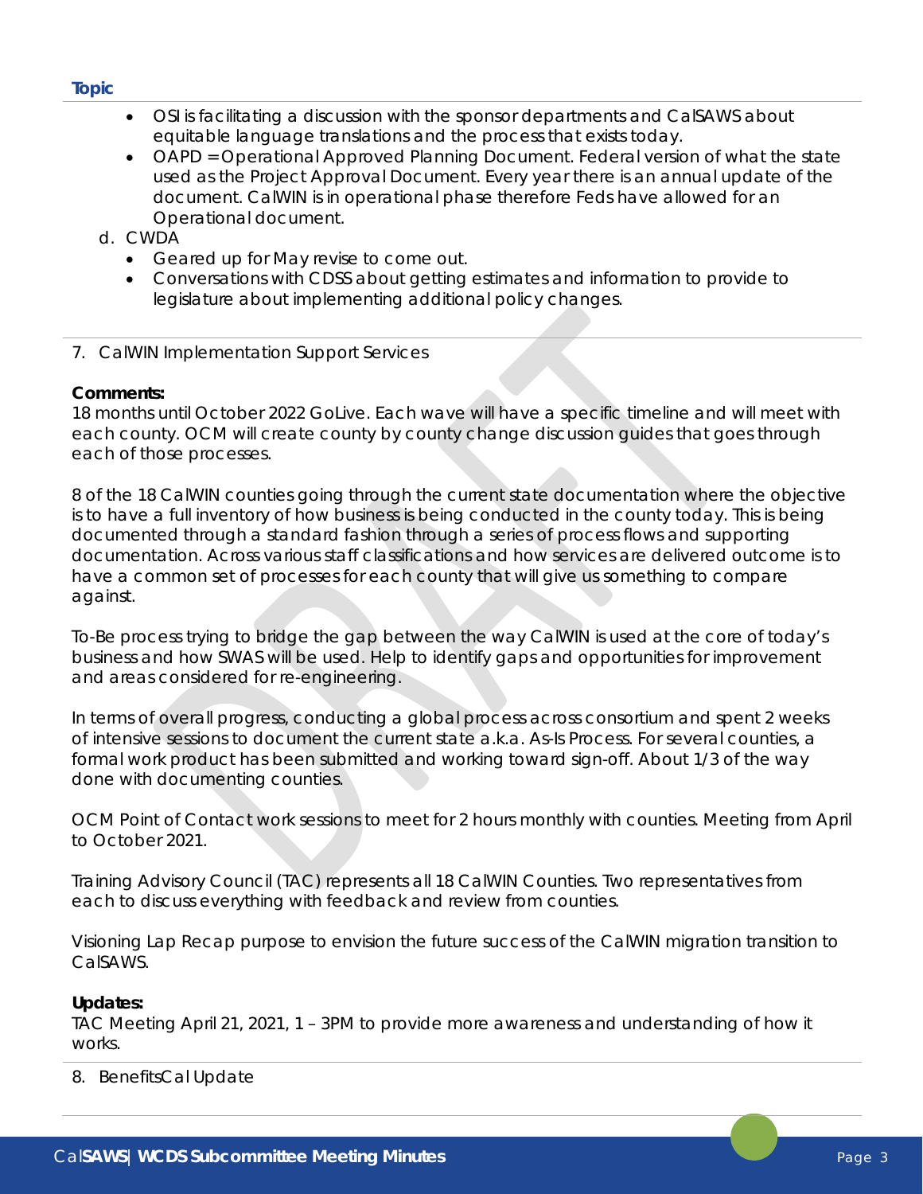**Topic**

- OSI is facilitating a discussion with the sponsor departments and CalSAWS about equitable language translations and the process that exists today.
- OAPD = Operational Approved Planning Document. Federal version of what the state used as the Project Approval Document. Every year there is an annual update of the document. CalWIN is in operational phase therefore Feds have allowed for an Operational document.

d. CWDA
   - Geared up for May revise to come out.
   - Conversations with CDSS about getting estimates and information to provide to legislature about implementing additional policy changes.

7. CalWIN Implementation Support Services

**Comments:**
18 months until October 2022 GoLive. Each wave will have a specific timeline and will meet with each county. OCM will create county by county change discussion guides that goes through each of those processes.

8 of the 18 CalWIN counties going through the current state documentation where the objective is to have a full inventory of how business is being conducted in the county today. This is being documented through a standard fashion through a series of process flows and supporting documentation. Across various staff classifications and how services are delivered outcome is to have a common set of processes for each county that will give us something to compare against.

To-Be process trying to bridge the gap between the way CalWIN is used at the core of today's business and how SWAS will be used. Help to identify gaps and opportunities for improvement and areas considered for re-engineering.

In terms of overall progress, conducting a global process across consortium and spent 2 weeks of intensive sessions to document the current state a.k.a. As-Is Process. For several counties, a formal work product has been submitted and working toward sign-off. About 1/3 of the way done with documenting counties.

OCM Point of Contact work sessions to meet for 2 hours monthly with counties. Meeting from April to October 2021.

Training Advisory Council (TAC) represents all 18 CalWIN Counties. Two representatives from each to discuss everything with feedback and review from counties.

Visioning Lap Recap purpose to envision the future success of the CalWIN migration transition to CalSAWS.

**Updates:**
TAC Meeting April 21, 2021, 1 – 3PM to provide more awareness and understanding of how it works.

8. BenefitsCal Update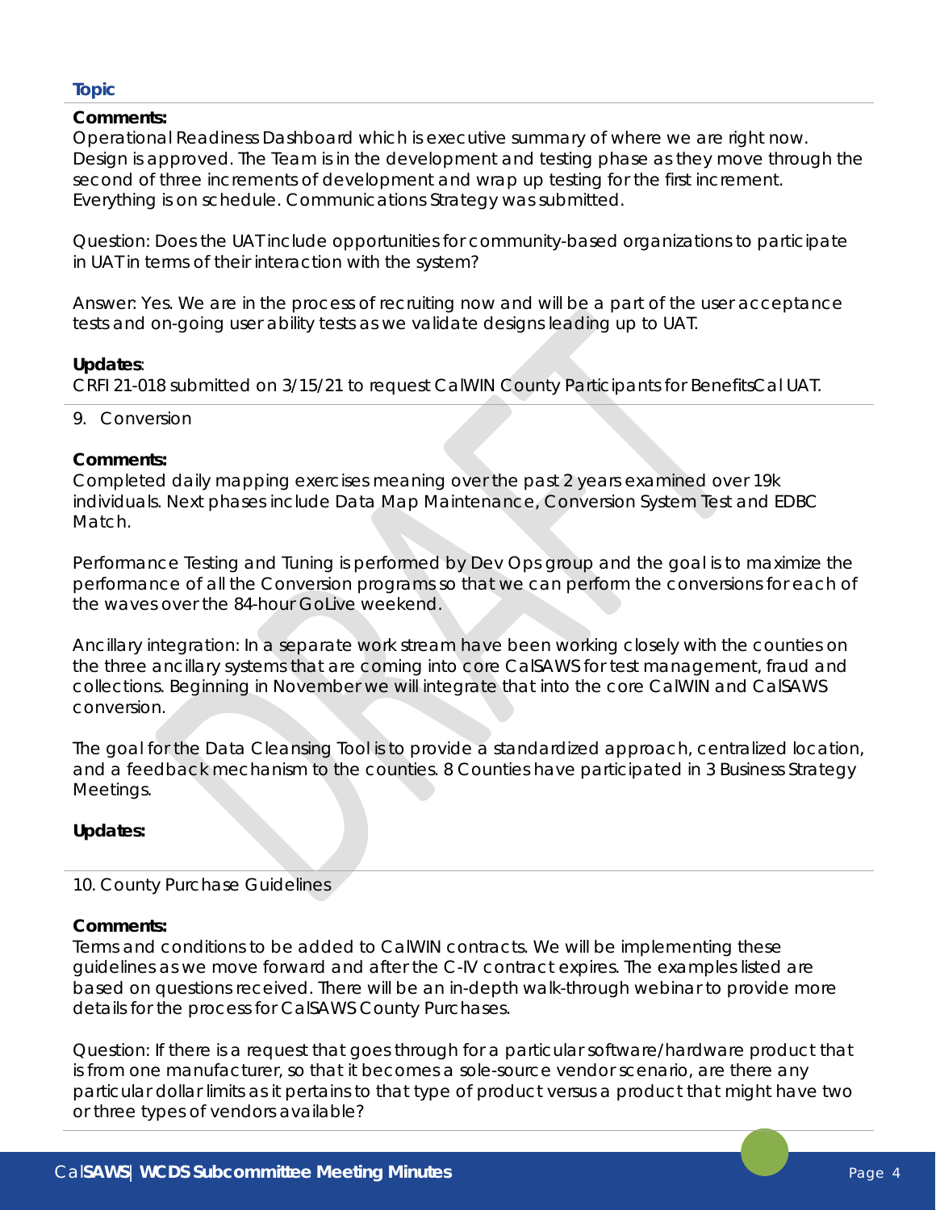**Topic**

**Comments:**
Operational Readiness Dashboard which is executive summary of where we are right now. Design is approved. The Team is in the development and testing phase as they move through the second of three increments of development and wrap up testing for the first increment. Everything is on schedule. Communications Strategy was submitted.

Question: Does the UAT include opportunities for community-based organizations to participate in UAT in terms of their interaction with the system?

Answer: Yes. We are in the process of recruiting now and will be a part of the user acceptance tests and on-going user ability tests as we validate designs leading up to UAT.

**Updates**:
CRFI 21-018 submitted on 3/15/21 to request CalWIN County Participants for BenefitsCal UAT.

9. Conversion

**Comments:**
Completed daily mapping exercises meaning over the past 2 years examined over 19k individuals. Next phases include Data Map Maintenance, Conversion System Test and EDBC Match.

Performance Testing and Tuning is performed by Dev Ops group and the goal is to maximize the performance of all the Conversion programs so that we can perform the conversions for each of the waves over the 84-hour GoLive weekend.

Ancillary integration: In a separate work stream have been working closely with the counties on the three ancillary systems that are coming into core CalSAWS for test management, fraud and collections. Beginning in November we will integrate that into the core CalWIN and CalSAWS conversion.

The goal for the Data Cleansing Tool is to provide a standardized approach, centralized location, and a feedback mechanism to the counties. 8 Counties have participated in 3 Business Strategy Meetings.

**Updates:**

10. County Purchase Guidelines

**Comments:**
Terms and conditions to be added to CalWIN contracts. We will be implementing these guidelines as we move forward and after the C-IV contract expires. The examples listed are based on questions received. There will be an in-depth walk-through webinar to provide more details for the process for CalSAWS County Purchases.

Question: If there is a request that goes through for a particular software/hardware product that is from one manufacturer, so that it becomes a sole-source vendor scenario, are there any particular dollar limits as it pertains to that type of product versus a product that might have two or three types of vendors available?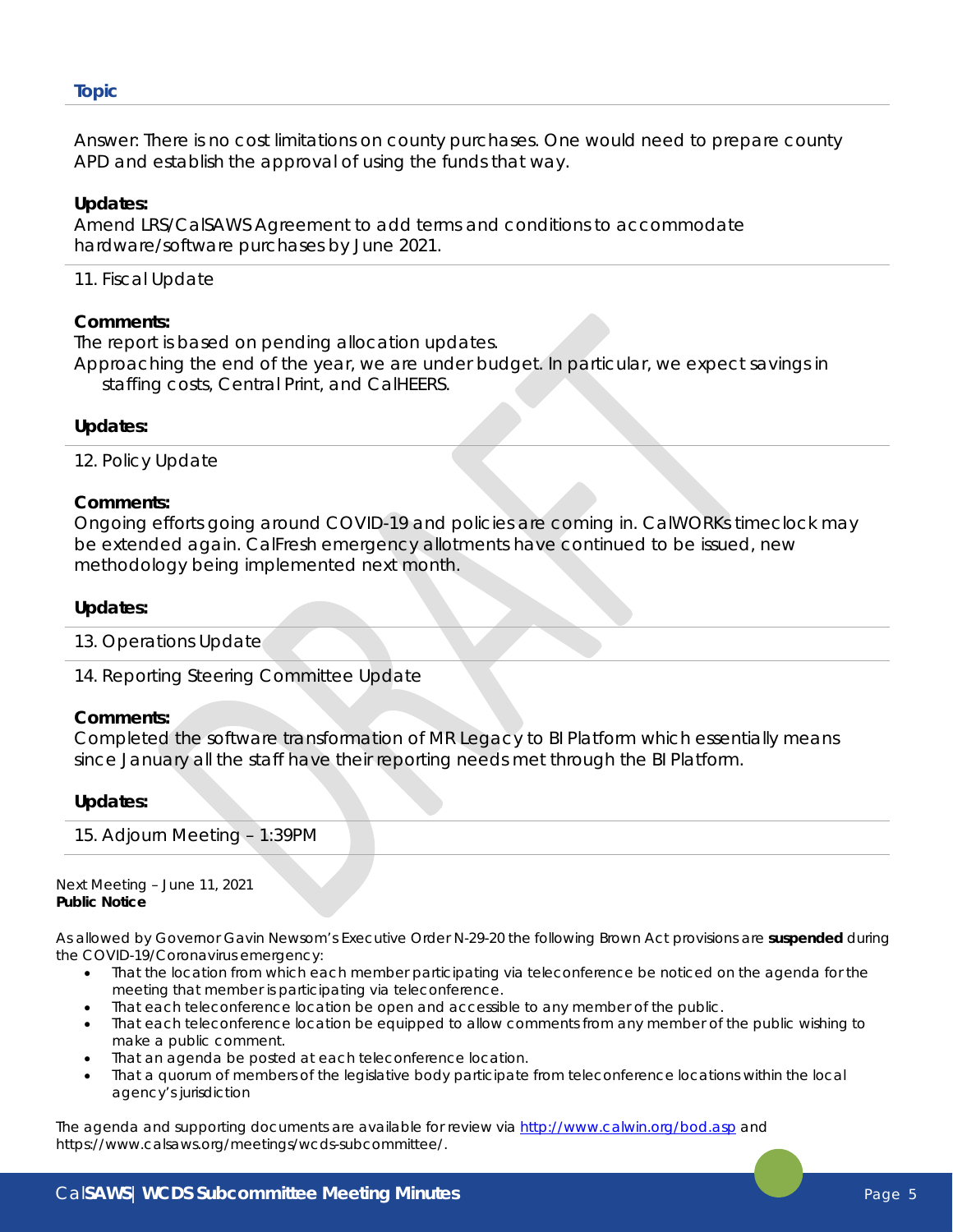**Topic**

Answer: There is no cost limitations on county purchases. One would need to prepare county APD and establish the approval of using the funds that way.

**Updates:**
Amend LRS/CalSAWS Agreement to add terms and conditions to accommodate hardware/software purchases by June 2021.

11. Fiscal Update

**Comments:**
The report is based on pending allocation updates.
Approaching the end of the year, we are under budget. In particular, we expect savings in staffing costs, Central Print, and CalHEERS.

**Updates:**

12. Policy Update

**Comments:**
Ongoing efforts going around COVID-19 and policies are coming in. CalWORKs timeclock may be extended again. CalFresh emergency allotments have continued to be issued, new methodology being implemented next month.

**Updates:**

13. Operations Update

14. Reporting Steering Committee Update

**Comments:**
Completed the software transformation of MR Legacy to BI Platform which essentially means since January all the staff have their reporting needs met through the BI Platform.

**Updates:**

15. Adjourn Meeting – 1:39PM

Next Meeting – June 11, 2021
**Public Notice**

As allowed by Governor Gavin Newsom's Executive Order N-29-20 the following Brown Act provisions are **suspended** during the COVID-19/Coronavirus emergency:

- That the location from which each member participating via teleconference be noticed on the agenda for the meeting that member is participating via teleconference.
- That each teleconference location be open and accessible to any member of the public.
- That each teleconference location be equipped to allow comments from any member of the public wishing to make a public comment.
- That an agenda be posted at each teleconference location.
- That a quorum of members of the legislative body participate from teleconference locations within the local agency's jurisdiction

The agenda and supporting documents are available for review via http://www.calwin.org/bod.asp and https://www.calsaws.org/meetings/wcds-subcommittee/.